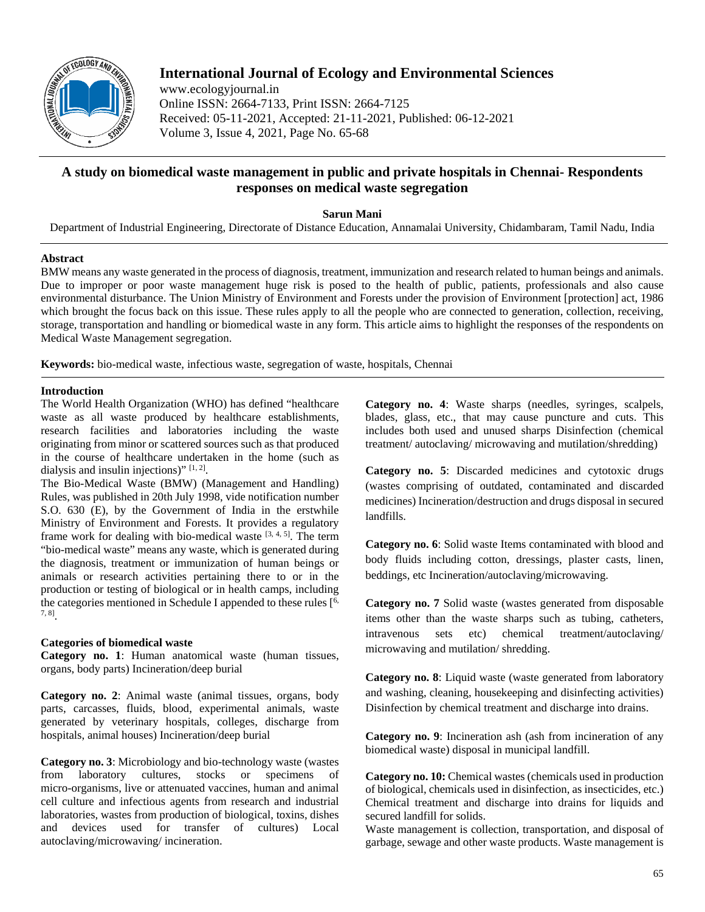# A study on biomedical waste management in public and private hospitals in Chennai- Respondents responses on medical waste segregation

**Sarun Mani**

Department of Industrial Engineering, Directorate of Distance Education, Annamalai University, Chidambaram, Tamil Nadu, India

## Abstract

BMW means any waste generated in the process of diagnosis, treatment, immunization and research related to human beings and animals. Due to improper or poor waste management huge risk is posed to the health of public, patients, professionals and also cause environmental disturbance. The Union Ministry of Environment and Forests under the provision of Environment [protection] act, 1986 which brought the focus back on this issue. These rules apply to all the people who are connected to generation, collection, receiving, storage, transportation and handling or biomedical waste in any form. This article aims to highlight the responses of the respondents on Medical Waste Management segregation.

**Keywords:** bio-medical waste, infectious waste, segregation of waste, hospitals, Chennai

## Introduction

The World Health Organization (WHO) has defined "healthcare waste as all waste produced by healthcare establishments, research facilities and laboratories including the waste originating from minor or scattered sources such as that produced in the course of healthcare undertaken in the home (such as dialysis and insulin injections)" [1, 2].

The Bio-Medical Waste (BMW) (Management and Handling) Rules, was published in 20th July 1998, vide notification number S.O. 630 (E), by the Government of India in the erstwhile Ministry of Environment and Forests. It provides a regulatory frame work for dealing with bio-medical waste [3, 4, 5]. The term "bio-medical waste" means any waste, which is generated during the diagnosis, treatment or immunization of human beings or animals or research activities pertaining there to or in the production or testing of biological or in health camps, including the categories mentioned in Schedule I appended to these rules [6, 7, 8].

### Categories of biomedical waste

**Category no. 1**: Human anatomical waste (human tissues, organs, body parts) Incineration/deep burial

**Category no. 2**: Animal waste (animal tissues, organs, body parts, carcasses, fluids, blood, experimental animals, waste generated by veterinary hospitals, colleges, discharge from hospitals, animal houses) Incineration/deep burial

**Category no. 3**: Microbiology and bio-technology waste (wastes from laboratory cultures, stocks or specimens of micro-organisms, live or attenuated vaccines, human and animal cell culture and infectious agents from research and industrial laboratories, wastes from production of biological, toxins, dishes and devices used for transfer of cultures) Local autoclaving/microwaving/ incineration.

**Category no. 4**: Waste sharps (needles, syringes, scalpels, blades, glass, etc., that may cause puncture and cuts. This includes both used and unused sharps Disinfection (chemical treatment/ autoclaving/ microwaving and mutilation/shredding)

**Category no. 5**: Discarded medicines and cytotoxic drugs (wastes comprising of outdated, contaminated and discarded medicines) Incineration/destruction and drugs disposal in secured landfills.

**Category no. 6**: Solid waste Items contaminated with blood and body fluids including cotton, dressings, plaster casts, linen, beddings, etc Incineration/autoclaving/microwaving.

**Category no. 7** Solid waste (wastes generated from disposable items other than the waste sharps such as tubing, catheters, intravenous sets etc) chemical treatment/autoclaving/ microwaving and mutilation/ shredding.

**Category no. 8**: Liquid waste (waste generated from laboratory and washing, cleaning, housekeeping and disinfecting activities) Disinfection by chemical treatment and discharge into drains.

**Category no. 9**: Incineration ash (ash from incineration of any biomedical waste) disposal in municipal landfill.

**Category no. 10:** Chemical wastes (chemicals used in production of biological, chemicals used in disinfection, as insecticides, etc.) Chemical treatment and discharge into drains for liquids and secured landfill for solids.

Waste management is collection, transportation, and disposal of garbage, sewage and other waste products. Waste management is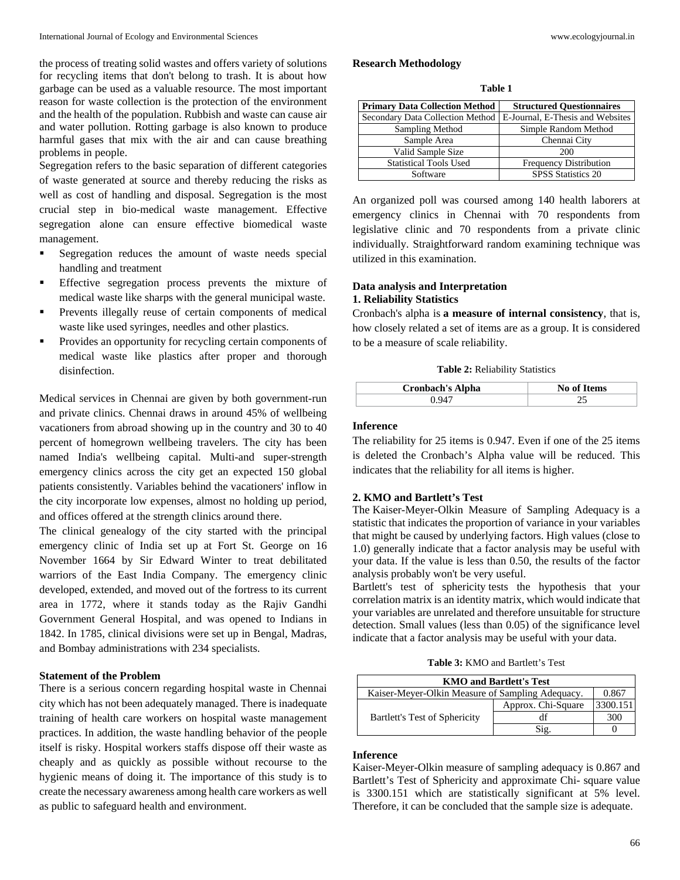the process of treating solid wastes and offers variety of solutions for recycling items that don't belong to trash. It is about how garbage can be used as a valuable resource. The most important reason for waste collection is the protection of the environment and the health of the population. Rubbish and waste can cause air and water pollution. Rotting garbage is also known to produce harmful gases that mix with the air and can cause breathing problems in people.

Segregation refers to the basic separation of different categories of waste generated at source and thereby reducing the risks as well as cost of handling and disposal. Segregation is the most crucial step in bio-medical waste management. Effective segregation alone can ensure effective biomedical waste management.

- Segregation reduces the amount of waste needs special handling and treatment
- Effective segregation process prevents the mixture of medical waste like sharps with the general municipal waste.
- Prevents illegally reuse of certain components of medical waste like used syringes, needles and other plastics.
- Provides an opportunity for recycling certain components of medical waste like plastics after proper and thorough disinfection.

Medical services in Chennai are given by both government-run and private clinics. Chennai draws in around 45% of wellbeing vacationers from abroad showing up in the country and 30 to 40 percent of homegrown wellbeing travelers. The city has been named India's wellbeing capital. Multi-and super-strength emergency clinics across the city get an expected 150 global patients consistently. Variables behind the vacationers' inflow in the city incorporate low expenses, almost no holding up period, and offices offered at the strength clinics around there.

The clinical genealogy of the city started with the principal emergency clinic of India set up at Fort St. George on 16 November 1664 by Sir Edward Winter to treat debilitated warriors of the East India Company. The emergency clinic developed, extended, and moved out of the fortress to its current area in 1772, where it stands today as the Rajiv Gandhi Government General Hospital, and was opened to Indians in 1842. In 1785, clinical divisions were set up in Bengal, Madras, and Bombay administrations with 234 specialists.

### Statement of the Problem

There is a serious concern regarding hospital waste in Chennai city which has not been adequately managed. There is inadequate training of health care workers on hospital waste management practices. In addition, the waste handling behavior of the people itself is risky. Hospital workers staffs dispose off their waste as cheaply and as quickly as possible without recourse to the hygienic means of doing it. The importance of this study is to create the necessary awareness among health care workers as well as public to safeguard health and environment.

### Research Methodology

**Table 1**

| Primary Data Collection Method | Structured Questionnaires |
|---|---|
| Secondary Data Collection Method | E-Journal, E-Thesis and Websites |
| Sampling Method | Simple Random Method |
| Sample Area | Chennai City |
| Valid Sample Size | 200 |
| Statistical Tools Used | Frequency Distribution |
| Software | SPSS Statistics 20 |

An organized poll was coursed among 140 health laborers at emergency clinics in Chennai with 70 respondents from legislative clinic and 70 respondents from a private clinic individually. Straightforward random examining technique was utilized in this examination.

### Data analysis and Interpretation

#### 1. Reliability Statistics

Cronbach's alpha is **a measure of internal consistency**, that is, how closely related a set of items are as a group. It is considered to be a measure of scale reliability.

**Table 2:** Reliability Statistics

| Cronbach's Alpha | No of Items |
|---|---|
| 0.947 | 25 |

#### Inference

The reliability for 25 items is 0.947. Even if one of the 25 items is deleted the Cronbach's Alpha value will be reduced. This indicates that the reliability for all items is higher.

#### 2. KMO and Bartlett's Test

The Kaiser-Meyer-Olkin Measure of Sampling Adequacy is a statistic that indicates the proportion of variance in your variables that might be caused by underlying factors. High values (close to 1.0) generally indicate that a factor analysis may be useful with your data. If the value is less than 0.50, the results of the factor analysis probably won't be very useful.

Bartlett's test of sphericity tests the hypothesis that your correlation matrix is an identity matrix, which would indicate that your variables are unrelated and therefore unsuitable for structure detection. Small values (less than 0.05) of the significance level indicate that a factor analysis may be useful with your data.

**Table 3:** KMO and Bartlett's Test

| KMO and Bartlett's Test | | |
|---|---|---|
| Kaiser-Meyer-Olkin Measure of Sampling Adequacy. | | 0.867 |
| Bartlett's Test of Sphericity | Approx. Chi-Square | 3300.151 |
| | df | 300 |
| | Sig. | 0 |

#### Inference

Kaiser-Meyer-Olkin measure of sampling adequacy is 0.867 and Bartlett's Test of Sphericity and approximate Chi- square value is 3300.151 which are statistically significant at 5% level. Therefore, it can be concluded that the sample size is adequate.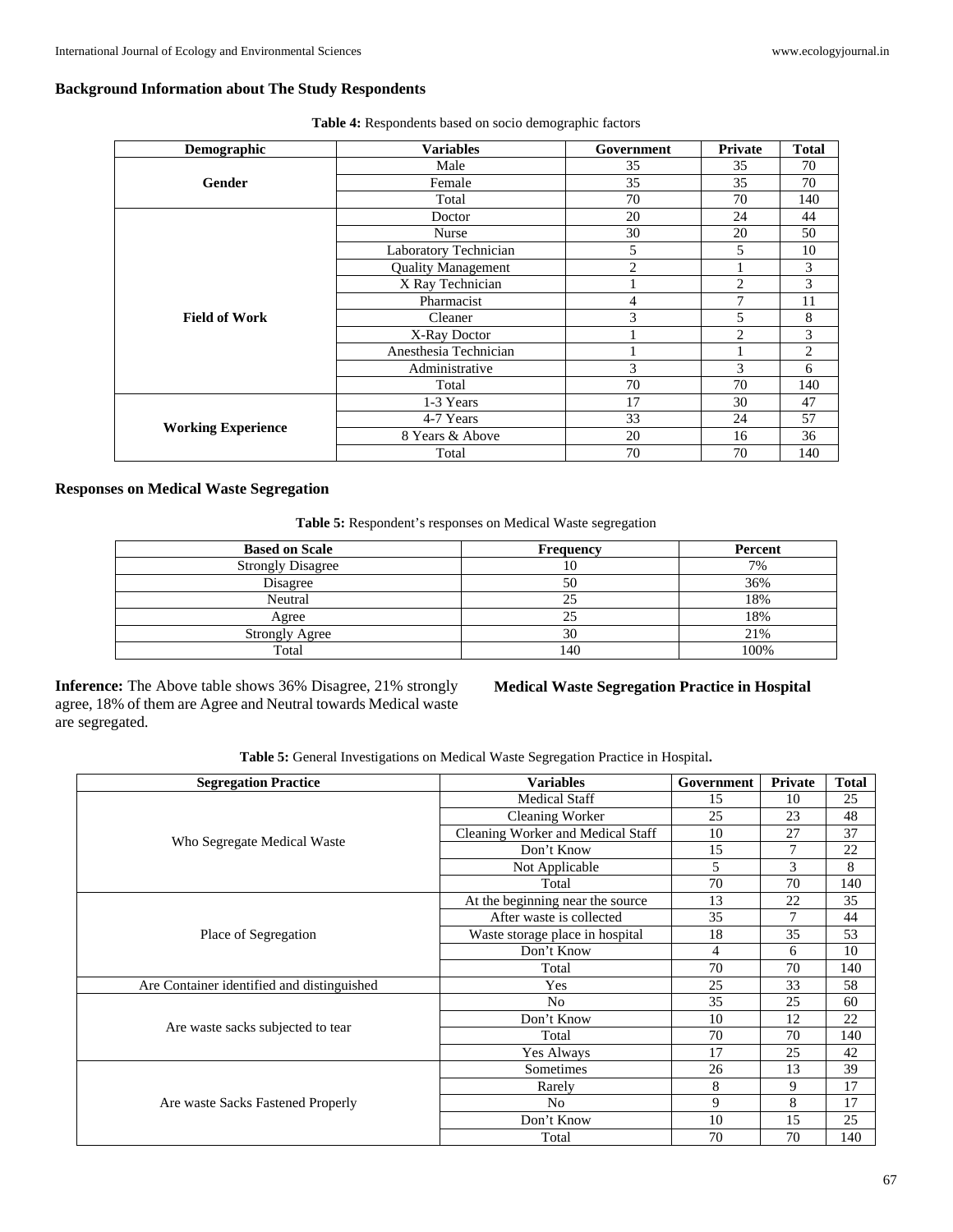### Background Information about The Study Respondents

**Table 4:** Respondents based on socio demographic factors

| Demographic | Variables | Government | Private | Total |
|---|---|---|---|---|
| **Gender** | Male | 35 | 35 | 70 |
| | Female | 35 | 35 | 70 |
| | Total | 70 | 70 | 140 |
| **Field of Work** | Doctor | 20 | 24 | 44 |
| | Nurse | 30 | 20 | 50 |
| | Laboratory Technician | 5 | 5 | 10 |
| | Quality Management | 2 | 1 | 3 |
| | X Ray Technician | 1 | 2 | 3 |
| | Pharmacist | 4 | 7 | 11 |
| | Cleaner | 3 | 5 | 8 |
| | X-Ray Doctor | 1 | 2 | 3 |
| | Anesthesia Technician | 1 | 1 | 2 |
| | Administrative | 3 | 3 | 6 |
| | Total | 70 | 70 | 140 |
| **Working Experience** | 1-3 Years | 17 | 30 | 47 |
| | 4-7 Years | 33 | 24 | 57 |
| | 8 Years & Above | 20 | 16 | 36 |
| | Total | 70 | 70 | 140 |

### Responses on Medical Waste Segregation

**Table 5:** Respondent's responses on Medical Waste segregation

| Based on Scale | Frequency | Percent |
|---|---|---|
| Strongly Disagree | 10 | 7% |
| Disagree | 50 | 36% |
| Neutral | 25 | 18% |
| Agree | 25 | 18% |
| Strongly Agree | 30 | 21% |
| Total | 140 | 100% |

**Inference:** The Above table shows 36% Disagree, 21% strongly agree, 18% of them are Agree and Neutral towards Medical waste are segregated.

### Medical Waste Segregation Practice in Hospital

**Table 5:** General Investigations on Medical Waste Segregation Practice in Hospital**.**

| Segregation Practice | Variables | Government | Private | Total |
|---|---|---|---|---|
| Who Segregate Medical Waste | Medical Staff | 15 | 10 | 25 |
| | Cleaning Worker | 25 | 23 | 48 |
| | Cleaning Worker and Medical Staff | 10 | 27 | 37 |
| | Don't Know | 15 | 7 | 22 |
| | Not Applicable | 5 | 3 | 8 |
| | Total | 70 | 70 | 140 |
| Place of Segregation | At the beginning near the source | 13 | 22 | 35 |
| | After waste is collected | 35 | 7 | 44 |
| | Waste storage place in hospital | 18 | 35 | 53 |
| | Don't Know | 4 | 6 | 10 |
| | Total | 70 | 70 | 140 |
| Are Container identified and distinguished | Yes | 25 | 33 | 58 |
| Are waste sacks subjected to tear | No | 35 | 25 | 60 |
| | Don't Know | 10 | 12 | 22 |
| | Total | 70 | 70 | 140 |
| | Yes Always | 17 | 25 | 42 |
| Are waste Sacks Fastened Properly | Sometimes | 26 | 13 | 39 |
| | Rarely | 8 | 9 | 17 |
| | No | 9 | 8 | 17 |
| | Don't Know | 10 | 15 | 25 |
| | Total | 70 | 70 | 140 |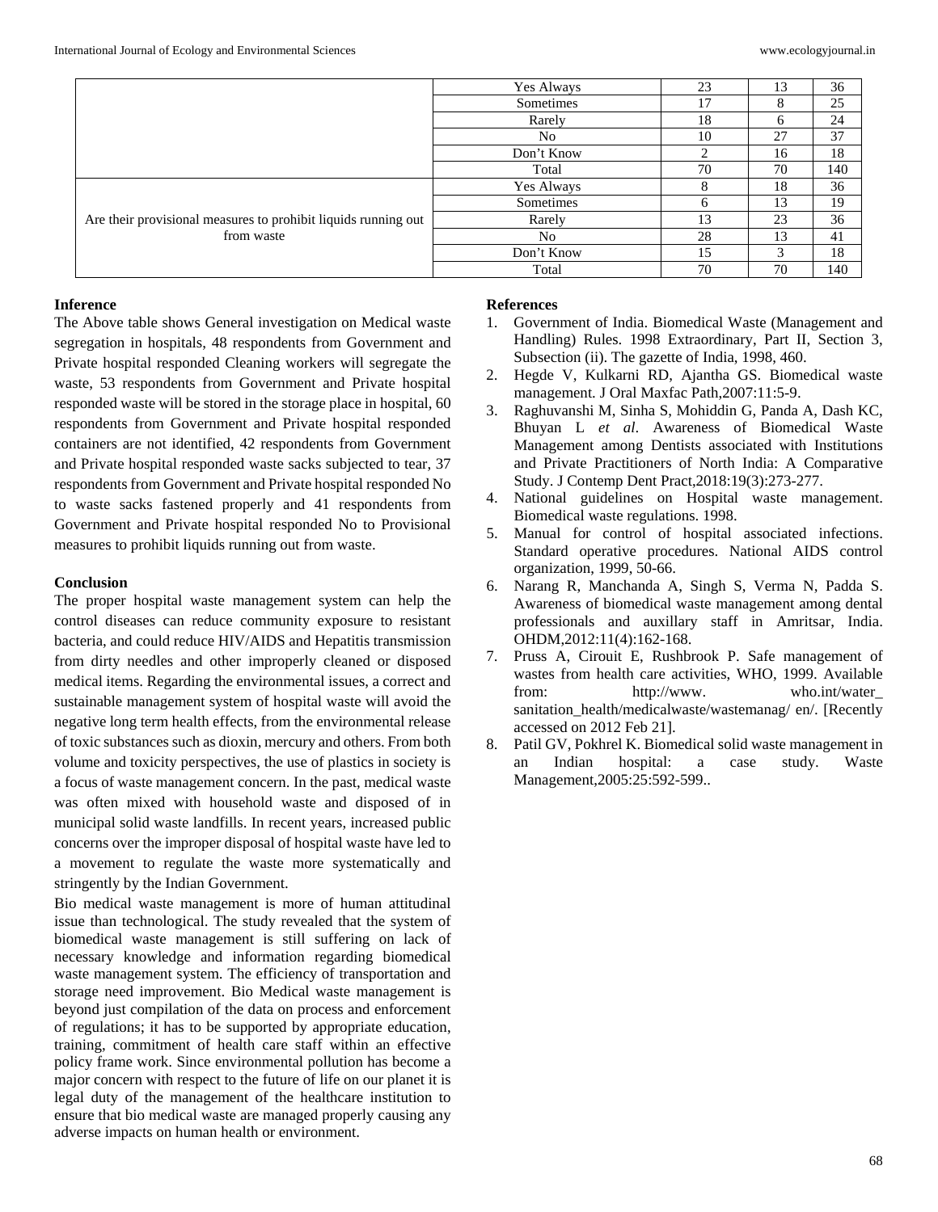| | | | | |
|---|---|---|---|---|
| | Yes Always | 23 | 13 | 36 |
| | Sometimes | 17 | 8 | 25 |
| | Rarely | 18 | 6 | 24 |
| | No | 10 | 27 | 37 |
| | Don't Know | 2 | 16 | 18 |
| | Total | 70 | 70 | 140 |
| Are their provisional measures to prohibit liquids running out from waste | Yes Always | 8 | 18 | 36 |
| | Sometimes | 6 | 13 | 19 |
| | Rarely | 13 | 23 | 36 |
| | No | 28 | 13 | 41 |
| | Don't Know | 15 | 3 | 18 |
| | Total | 70 | 70 | 140 |

**Inference**

The Above table shows General investigation on Medical waste segregation in hospitals, 48 respondents from Government and Private hospital responded Cleaning workers will segregate the waste, 53 respondents from Government and Private hospital responded waste will be stored in the storage place in hospital, 60 respondents from Government and Private hospital responded containers are not identified, 42 respondents from Government and Private hospital responded waste sacks subjected to tear, 37 respondents from Government and Private hospital responded No to waste sacks fastened properly and 41 respondents from Government and Private hospital responded No to Provisional measures to prohibit liquids running out from waste.

**Conclusion**

The proper hospital waste management system can help the control diseases can reduce community exposure to resistant bacteria, and could reduce HIV/AIDS and Hepatitis transmission from dirty needles and other improperly cleaned or disposed medical items. Regarding the environmental issues, a correct and sustainable management system of hospital waste will avoid the negative long term health effects, from the environmental release of toxic substances such as dioxin, mercury and others. From both volume and toxicity perspectives, the use of plastics in society is a focus of waste management concern. In the past, medical waste was often mixed with household waste and disposed of in municipal solid waste landfills. In recent years, increased public concerns over the improper disposal of hospital waste have led to a movement to regulate the waste more systematically and stringently by the Indian Government.

Bio medical waste management is more of human attitudinal issue than technological. The study revealed that the system of biomedical waste management is still suffering on lack of necessary knowledge and information regarding biomedical waste management system. The efficiency of transportation and storage need improvement. Bio Medical waste management is beyond just compilation of the data on process and enforcement of regulations; it has to be supported by appropriate education, training, commitment of health care staff within an effective policy frame work. Since environmental pollution has become a major concern with respect to the future of life on our planet it is legal duty of the management of the healthcare institution to ensure that bio medical waste are managed properly causing any adverse impacts on human health or environment.

**References**

1. Government of India. Biomedical Waste (Management and Handling) Rules. 1998 Extraordinary, Part II, Section 3, Subsection (ii). The gazette of India, 1998, 460.
2. Hegde V, Kulkarni RD, Ajantha GS. Biomedical waste management. J Oral Maxfac Path,2007:11:5-9.
3. Raghuvanshi M, Sinha S, Mohiddin G, Panda A, Dash KC, Bhuyan L *et al*. Awareness of Biomedical Waste Management among Dentists associated with Institutions and Private Practitioners of North India: A Comparative Study. J Contemp Dent Pract,2018:19(3):273-277.
4. National guidelines on Hospital waste management. Biomedical waste regulations. 1998.
5. Manual for control of hospital associated infections. Standard operative procedures. National AIDS control organization, 1999, 50-66.
6. Narang R, Manchanda A, Singh S, Verma N, Padda S. Awareness of biomedical waste management among dental professionals and auxillary staff in Amritsar, India. OHDM,2012:11(4):162-168.
7. Pruss A, Cirouit E, Rushbrook P. Safe management of wastes from health care activities, WHO, 1999. Available from: http://www. who.int/water_ sanitation_health/medicalwaste/wastemanag/ en/. [Recently accessed on 2012 Feb 21].
8. Patil GV, Pokhrel K. Biomedical solid waste management in an Indian hospital: a case study. Waste Management,2005:25:592-599..